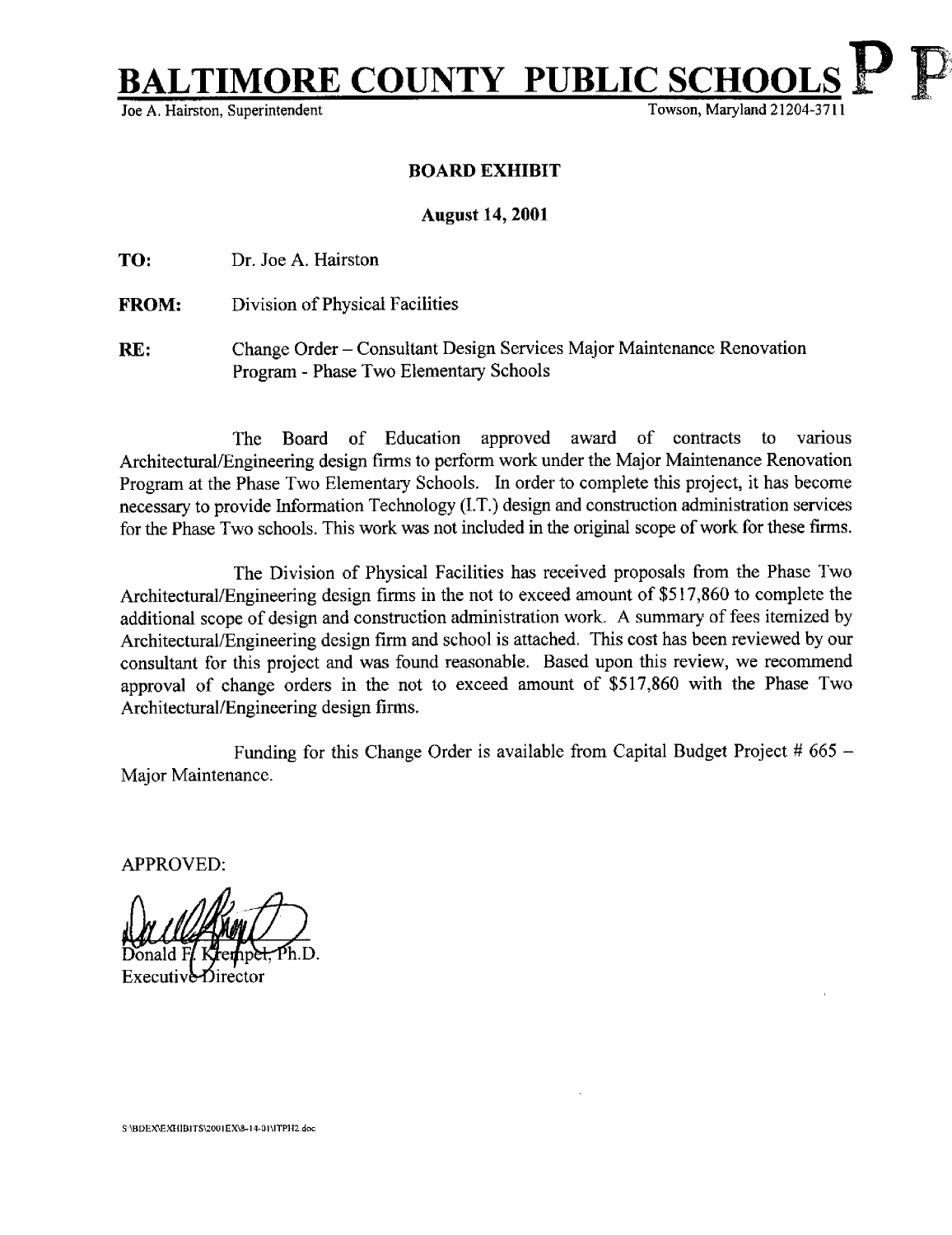# BALTIMORE COUNTY PUBLIC SCHOOLS

Joe A. Hairston, Superintendent — Towson, Maryland 21204-3711

**BOARD EXHIBIT**

**August 14, 2001**

**TO:** Dr. Joe A. Hairston

**FROM:** Division of Physical Facilities

**RE:** Change Order – Consultant Design Services Major Maintenance Renovation Program - Phase Two Elementary Schools

The Board of Education approved award of contracts to various Architectural/Engineering design firms to perform work under the Major Maintenance Renovation Program at the Phase Two Elementary Schools. In order to complete this project, it has become necessary to provide Information Technology (I.T.) design and construction administration services for the Phase Two schools. This work was not included in the original scope of work for these firms.

The Division of Physical Facilities has received proposals from the Phase Two Architectural/Engineering design firms in the not to exceed amount of $517,860 to complete the additional scope of design and construction administration work. A summary of fees itemized by Architectural/Engineering design firm and school is attached. This cost has been reviewed by our consultant for this project and was found reasonable. Based upon this review, we recommend approval of change orders in the not to exceed amount of $517,860 with the Phase Two Architectural/Engineering design firms.

Funding for this Change Order is available from Capital Budget Project # 665 – Major Maintenance.

APPROVED:

Donald F. Krempel, Ph.D.
Executive Director

S:\BDEX\EXHIBITS\2001EX\8-14-01\ITPH2.doc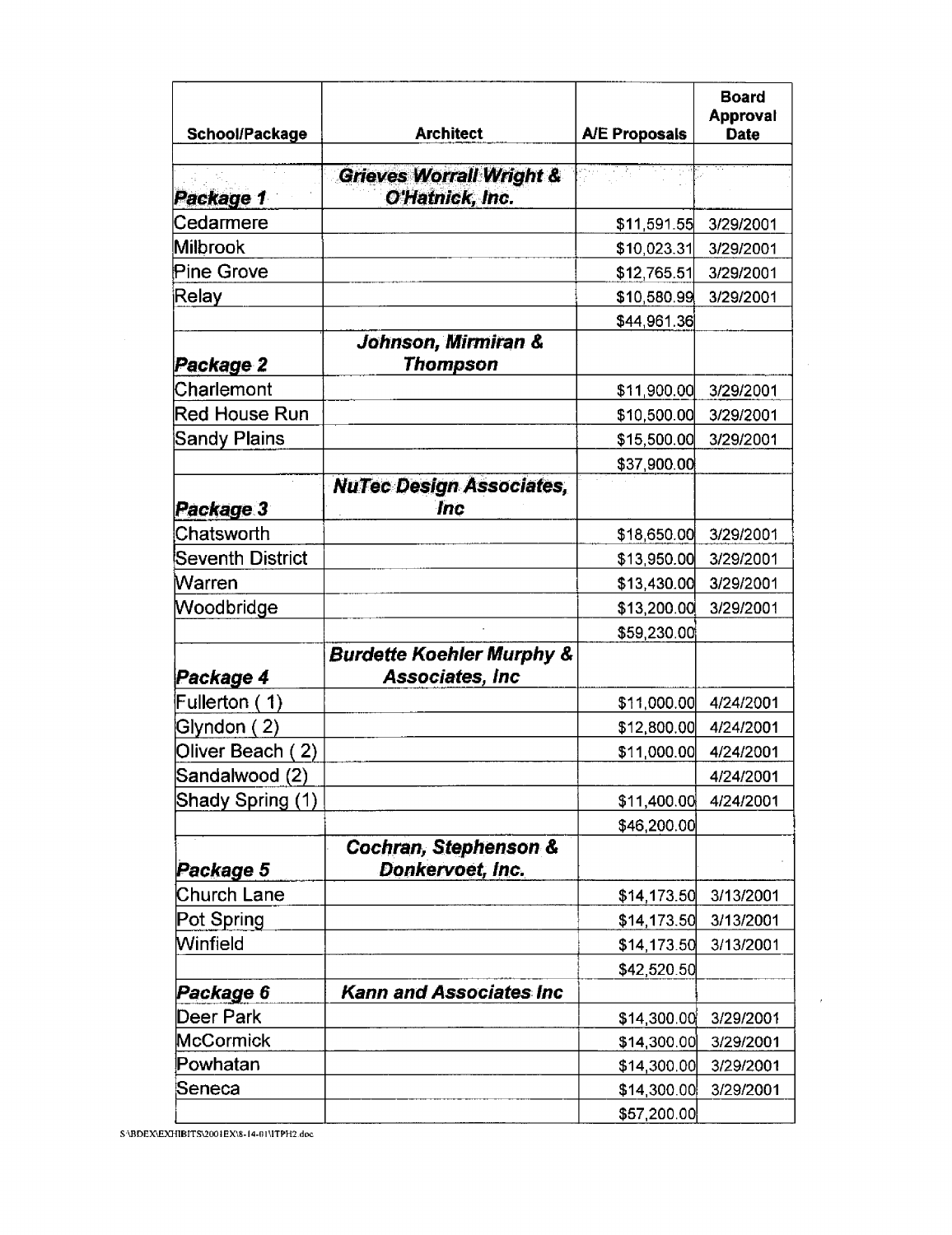| School/Package | Architect | A/E Proposals | Board Approval Date |
|---|---|---|---|
| | | | |
| ***Package 1*** | ***Grieves Worrall Wright & O'Hatnick, Inc.*** | | |
| Cedarmere | | $11,591.55 | 3/29/2001 |
| Milbrook | | $10,023.31 | 3/29/2001 |
| Pine Grove | | $12,765.51 | 3/29/2001 |
| Relay | | $10,580.99 | 3/29/2001 |
| | | $44,961.36 | |
| ***Package 2*** | ***Johnson, Mirmiran & Thompson*** | | |
| Charlemont | | $11,900.00 | 3/29/2001 |
| Red House Run | | $10,500.00 | 3/29/2001 |
| Sandy Plains | | $15,500.00 | 3/29/2001 |
| | | $37,900.00 | |
| ***Package 3*** | ***NuTec Design Associates, Inc*** | | |
| Chatsworth | | $18,650.00 | 3/29/2001 |
| Seventh District | | $13,950.00 | 3/29/2001 |
| Warren | | $13,430.00 | 3/29/2001 |
| Woodbridge | | $13,200.00 | 3/29/2001 |
| | | $59,230.00 | |
| ***Package 4*** | ***Burdette Koehler Murphy & Associates, Inc*** | | |
| Fullerton ( 1) | | $11,000.00 | 4/24/2001 |
| Glyndon ( 2) | | $12,800.00 | 4/24/2001 |
| Oliver Beach ( 2) | | $11,000.00 | 4/24/2001 |
| Sandalwood (2) | | | 4/24/2001 |
| Shady Spring (1) | | $11,400.00 | 4/24/2001 |
| | | $46,200.00 | |
| ***Package 5*** | ***Cochran, Stephenson & Donkervoet, Inc.*** | | |
| Church Lane | | $14,173.50 | 3/13/2001 |
| Pot Spring | | $14,173.50 | 3/13/2001 |
| Winfield | | $14,173.50 | 3/13/2001 |
| | | $42,520.50 | |
| ***Package 6*** | ***Kann and Associates Inc*** | | |
| Deer Park | | $14,300.00 | 3/29/2001 |
| McCormick | | $14,300.00 | 3/29/2001 |
| Powhatan | | $14,300.00 | 3/29/2001 |
| Seneca | | $14,300.00 | 3/29/2001 |
| | | $57,200.00 | |

S:\BDEX\EXHIBITS\2001EX\8-14-01\ITPH2.doc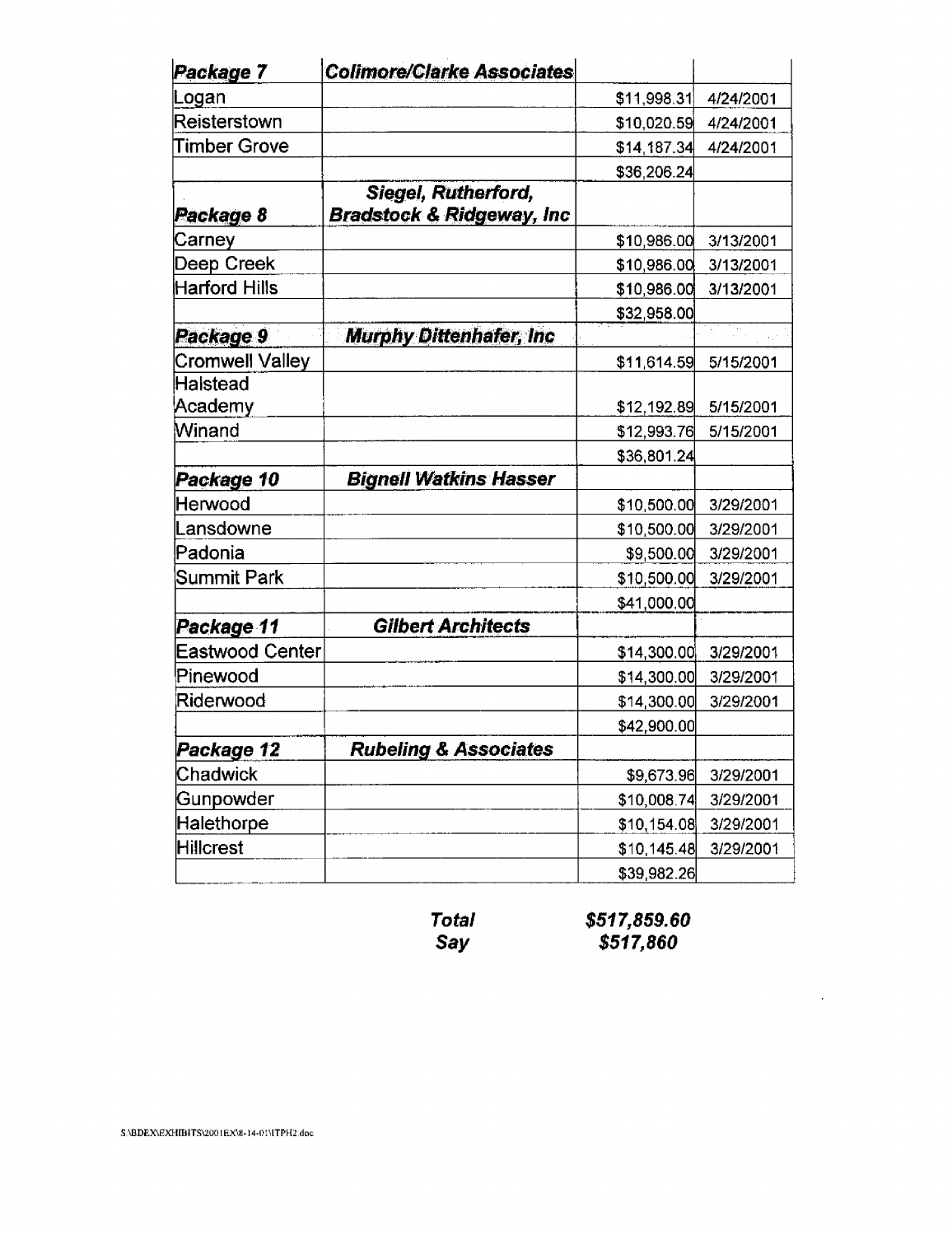| | | | |
|---|---|---|---|
| ***Package 7*** | ***Colimore/Clarke Associates*** | | |
| Logan | | $11,998.31 | 4/24/2001 |
| Reisterstown | | $10,020.59 | 4/24/2001 |
| Timber Grove | | $14,187.34 | 4/24/2001 |
| | | $36,206.24 | |
| ***Package 8*** | ***Siegel, Rutherford, Bradstock & Ridgeway, Inc*** | | |
| Carney | | $10,986.00 | 3/13/2001 |
| Deep Creek | | $10,986.00 | 3/13/2001 |
| Harford Hills | | $10,986.00 | 3/13/2001 |
| | | $32,958.00 | |
| ***Package 9*** | ***Murphy Dittenhafer, Inc*** | | |
| Cromwell Valley | | $11,614.59 | 5/15/2001 |
| Halstead Academy | | $12,192.89 | 5/15/2001 |
| Winand | | $12,993.76 | 5/15/2001 |
| | | $36,801.24 | |
| ***Package 10*** | ***Bignell Watkins Hasser*** | | |
| Herwood | | $10,500.00 | 3/29/2001 |
| Lansdowne | | $10,500.00 | 3/29/2001 |
| Padonia | | $9,500.00 | 3/29/2001 |
| Summit Park | | $10,500.00 | 3/29/2001 |
| | | $41,000.00 | |
| ***Package 11*** | ***Gilbert Architects*** | | |
| Eastwood Center | | $14,300.00 | 3/29/2001 |
| Pinewood | | $14,300.00 | 3/29/2001 |
| Riderwood | | $14,300.00 | 3/29/2001 |
| | | $42,900.00 | |
| ***Package 12*** | ***Rubeling & Associates*** | | |
| Chadwick | | $9,673.96 | 3/29/2001 |
| Gunpowder | | $10,008.74 | 3/29/2001 |
| Halethorpe | | $10,154.08 | 3/29/2001 |
| Hillcrest | | $10,145.48 | 3/29/2001 |
| | | $39,982.26 | |

***Total*** ***$517,859.60***

***Say*** ***$517,860***

S:\BDEX\EXHIBITS\2001EX\8-14-01\ITPH2.doc